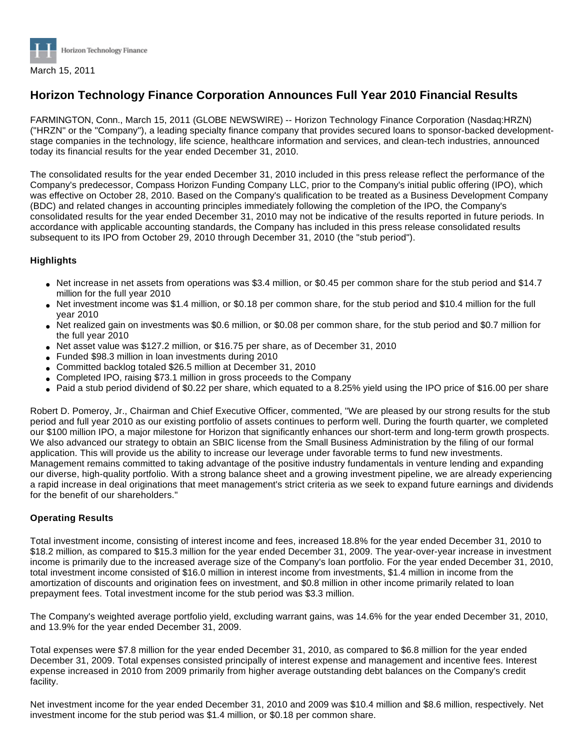Horizon Technology Finance

March 15, 2011

# Horizon Technology Finance Corporation Announces Full Year 2010 Financial Results

FARMINGTON, Conn., March 15, 2011 (GLOBE NEWSWIRE) -- Horizon Technology Finance Corporation (Nasdaq:HRZN) ("HRZN" or the "Company"), a leading specialty finance company that provides secured loans to sponsor-backed development-stage companies in the technology, life science, healthcare information and services, and clean-tech industries, announced today its financial results for the year ended December 31, 2010.

The consolidated results for the year ended December 31, 2010 included in this press release reflect the performance of the Company's predecessor, Compass Horizon Funding Company LLC, prior to the Company's initial public offering (IPO), which was effective on October 28, 2010. Based on the Company's qualification to be treated as a Business Development Company (BDC) and related changes in accounting principles immediately following the completion of the IPO, the Company's consolidated results for the year ended December 31, 2010 may not be indicative of the results reported in future periods. In accordance with applicable accounting standards, the Company has included in this press release consolidated results subsequent to its IPO from October 29, 2010 through December 31, 2010 (the "stub period").

### Highlights

- Net increase in net assets from operations was $3.4 million, or $0.45 per common share for the stub period and $14.7 million for the full year 2010
- Net investment income was $1.4 million, or $0.18 per common share, for the stub period and $10.4 million for the full year 2010
- Net realized gain on investments was $0.6 million, or $0.08 per common share, for the stub period and $0.7 million for the full year 2010
- Net asset value was $127.2 million, or $16.75 per share, as of December 31, 2010
- Funded $98.3 million in loan investments during 2010
- Committed backlog totaled $26.5 million at December 31, 2010
- Completed IPO, raising $73.1 million in gross proceeds to the Company
- Paid a stub period dividend of $0.22 per share, which equated to a 8.25% yield using the IPO price of $16.00 per share

Robert D. Pomeroy, Jr., Chairman and Chief Executive Officer, commented, "We are pleased by our strong results for the stub period and full year 2010 as our existing portfolio of assets continues to perform well. During the fourth quarter, we completed our $100 million IPO, a major milestone for Horizon that significantly enhances our short-term and long-term growth prospects. We also advanced our strategy to obtain an SBIC license from the Small Business Administration by the filing of our formal application. This will provide us the ability to increase our leverage under favorable terms to fund new investments. Management remains committed to taking advantage of the positive industry fundamentals in venture lending and expanding our diverse, high-quality portfolio. With a strong balance sheet and a growing investment pipeline, we are already experiencing a rapid increase in deal originations that meet management's strict criteria as we seek to expand future earnings and dividends for the benefit of our shareholders."

### Operating Results

Total investment income, consisting of interest income and fees, increased 18.8% for the year ended December 31, 2010 to $18.2 million, as compared to $15.3 million for the year ended December 31, 2009. The year-over-year increase in investment income is primarily due to the increased average size of the Company's loan portfolio. For the year ended December 31, 2010, total investment income consisted of $16.0 million in interest income from investments, $1.4 million in income from the amortization of discounts and origination fees on investment, and $0.8 million in other income primarily related to loan prepayment fees. Total investment income for the stub period was $3.3 million.

The Company's weighted average portfolio yield, excluding warrant gains, was 14.6% for the year ended December 31, 2010, and 13.9% for the year ended December 31, 2009.

Total expenses were $7.8 million for the year ended December 31, 2010, as compared to $6.8 million for the year ended December 31, 2009. Total expenses consisted principally of interest expense and management and incentive fees. Interest expense increased in 2010 from 2009 primarily from higher average outstanding debt balances on the Company's credit facility.

Net investment income for the year ended December 31, 2010 and 2009 was $10.4 million and $8.6 million, respectively. Net investment income for the stub period was $1.4 million, or $0.18 per common share.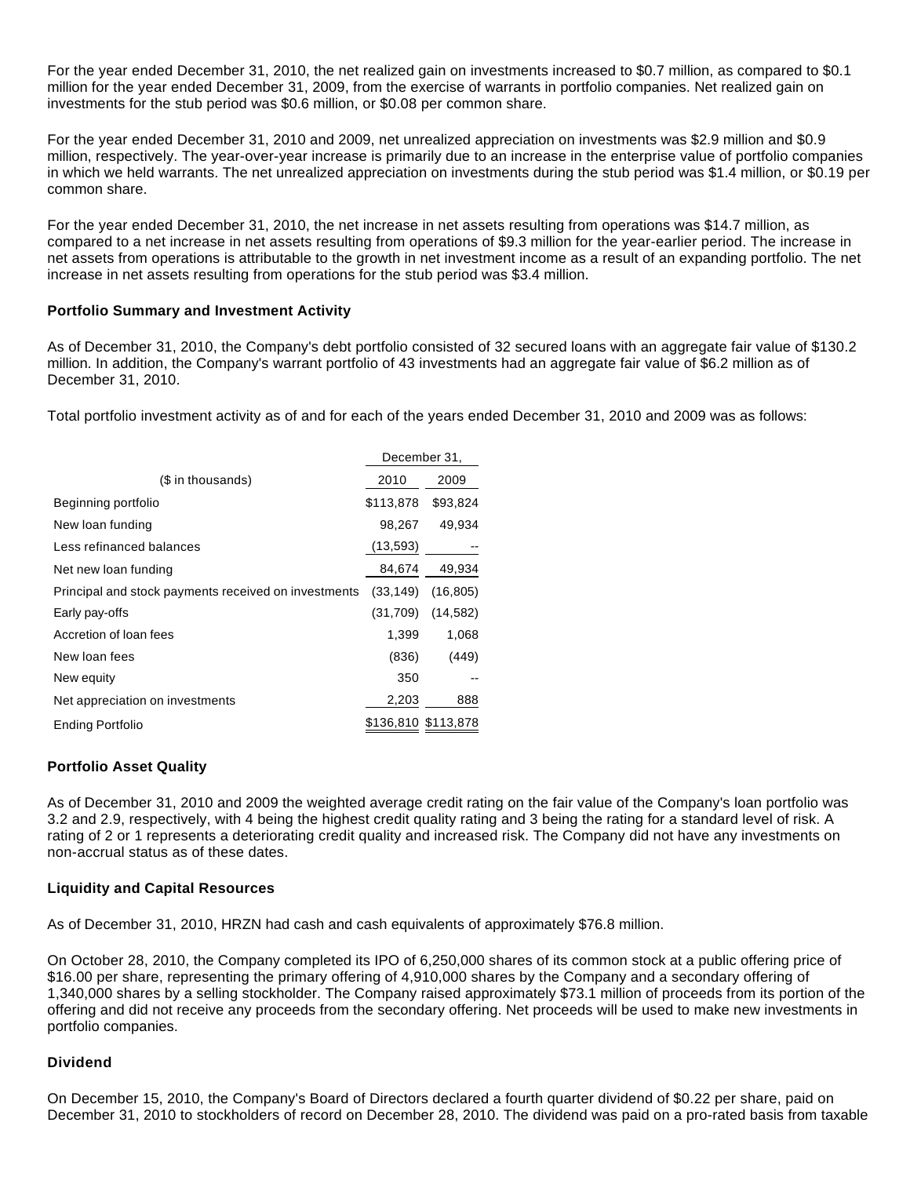For the year ended December 31, 2010, the net realized gain on investments increased to $0.7 million, as compared to $0.1 million for the year ended December 31, 2009, from the exercise of warrants in portfolio companies. Net realized gain on investments for the stub period was $0.6 million, or $0.08 per common share.

For the year ended December 31, 2010 and 2009, net unrealized appreciation on investments was $2.9 million and $0.9 million, respectively. The year-over-year increase is primarily due to an increase in the enterprise value of portfolio companies in which we held warrants. The net unrealized appreciation on investments during the stub period was $1.4 million, or $0.19 per common share.

For the year ended December 31, 2010, the net increase in net assets resulting from operations was $14.7 million, as compared to a net increase in net assets resulting from operations of $9.3 million for the year-earlier period. The increase in net assets from operations is attributable to the growth in net investment income as a result of an expanding portfolio. The net increase in net assets resulting from operations for the stub period was $3.4 million.

**Portfolio Summary and Investment Activity**

As of December 31, 2010, the Company's debt portfolio consisted of 32 secured loans with an aggregate fair value of $130.2 million. In addition, the Company's warrant portfolio of 43 investments had an aggregate fair value of $6.2 million as of December 31, 2010.

Total portfolio investment activity as of and for each of the years ended December 31, 2010 and 2009 was as follows:

| | December 31, | |
|---|---|---|
| ($ in thousands) | 2010 | 2009 |
| Beginning portfolio | $113,878 | $93,824 |
| New loan funding | 98,267 | 49,934 |
| Less refinanced balances | (13,593) | -- |
| Net new loan funding | 84,674 | 49,934 |
| Principal and stock payments received on investments | (33,149) | (16,805) |
| Early pay-offs | (31,709) | (14,582) |
| Accretion of loan fees | 1,399 | 1,068 |
| New loan fees | (836) | (449) |
| New equity | 350 | -- |
| Net appreciation on investments | 2,203 | 888 |
| Ending Portfolio | $136,810 | $113,878 |

**Portfolio Asset Quality**

As of December 31, 2010 and 2009 the weighted average credit rating on the fair value of the Company's loan portfolio was 3.2 and 2.9, respectively, with 4 being the highest credit quality rating and 3 being the rating for a standard level of risk. A rating of 2 or 1 represents a deteriorating credit quality and increased risk. The Company did not have any investments on non-accrual status as of these dates.

**Liquidity and Capital Resources**

As of December 31, 2010, HRZN had cash and cash equivalents of approximately $76.8 million.

On October 28, 2010, the Company completed its IPO of 6,250,000 shares of its common stock at a public offering price of $16.00 per share, representing the primary offering of 4,910,000 shares by the Company and a secondary offering of 1,340,000 shares by a selling stockholder. The Company raised approximately $73.1 million of proceeds from its portion of the offering and did not receive any proceeds from the secondary offering. Net proceeds will be used to make new investments in portfolio companies.

**Dividend**

On December 15, 2010, the Company's Board of Directors declared a fourth quarter dividend of $0.22 per share, paid on December 31, 2010 to stockholders of record on December 28, 2010. The dividend was paid on a pro-rated basis from taxable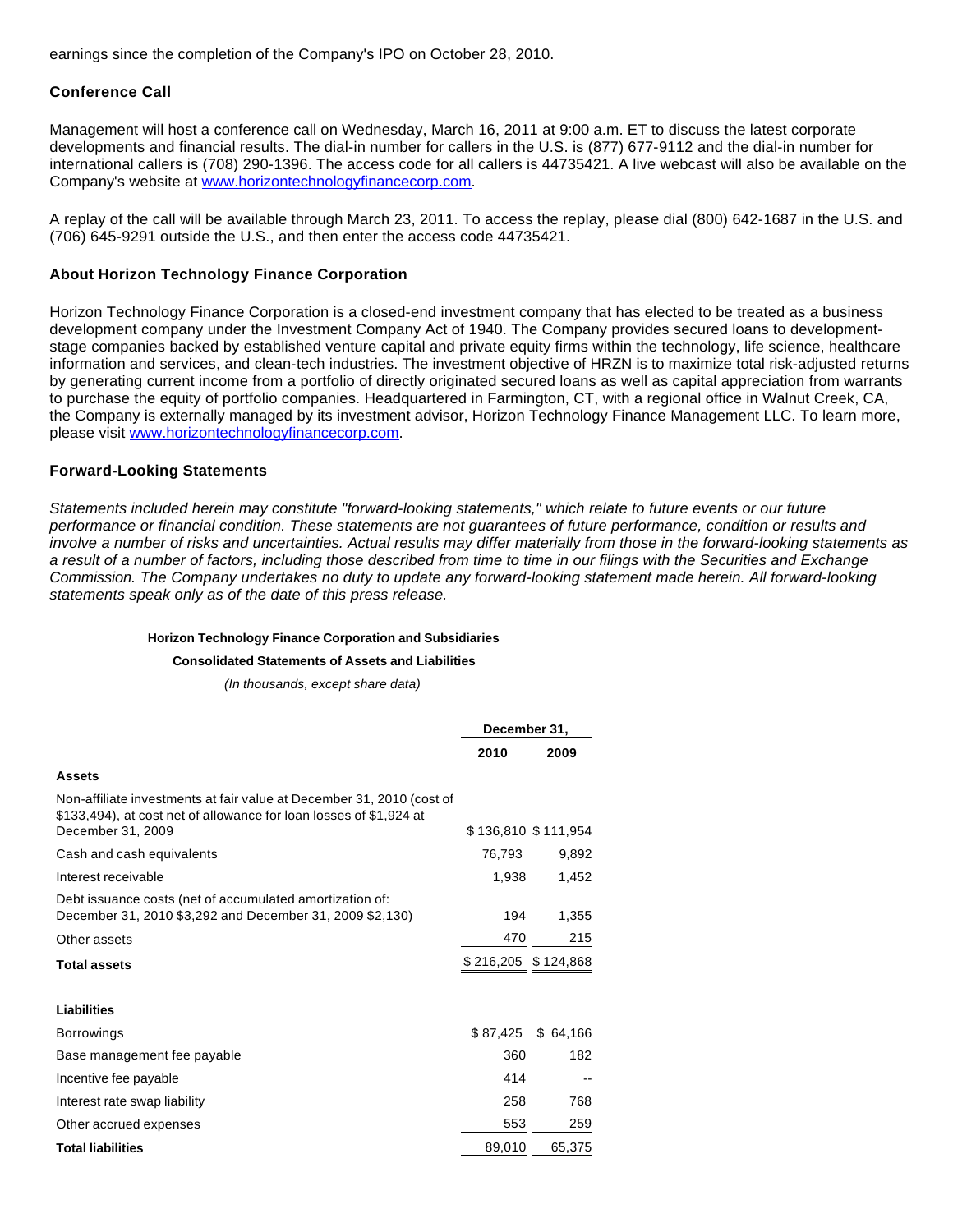earnings since the completion of the Company's IPO on October 28, 2010.

### Conference Call

Management will host a conference call on Wednesday, March 16, 2011 at 9:00 a.m. ET to discuss the latest corporate developments and financial results. The dial-in number for callers in the U.S. is (877) 677-9112 and the dial-in number for international callers is (708) 290-1396. The access code for all callers is 44735421. A live webcast will also be available on the Company's website at [www.horizontechnologyfinancecorp.com](www.horizontechnologyfinancecorp.com).

A replay of the call will be available through March 23, 2011. To access the replay, please dial (800) 642-1687 in the U.S. and (706) 645-9291 outside the U.S., and then enter the access code 44735421.

### About Horizon Technology Finance Corporation

Horizon Technology Finance Corporation is a closed-end investment company that has elected to be treated as a business development company under the Investment Company Act of 1940. The Company provides secured loans to development-stage companies backed by established venture capital and private equity firms within the technology, life science, healthcare information and services, and clean-tech industries. The investment objective of HRZN is to maximize total risk-adjusted returns by generating current income from a portfolio of directly originated secured loans as well as capital appreciation from warrants to purchase the equity of portfolio companies. Headquartered in Farmington, CT, with a regional office in Walnut Creek, CA, the Company is externally managed by its investment advisor, Horizon Technology Finance Management LLC. To learn more, please visit [www.horizontechnologyfinancecorp.com](www.horizontechnologyfinancecorp.com).

### Forward-Looking Statements

*Statements included herein may constitute "forward-looking statements," which relate to future events or our future performance or financial condition. These statements are not guarantees of future performance, condition or results and involve a number of risks and uncertainties. Actual results may differ materially from those in the forward-looking statements as a result of a number of factors, including those described from time to time in our filings with the Securities and Exchange Commission. The Company undertakes no duty to update any forward-looking statement made herein. All forward-looking statements speak only as of the date of this press release.*

**Horizon Technology Finance Corporation and Subsidiaries**

**Consolidated Statements of Assets and Liabilities**

*(In thousands, except share data)*

| | December 31, | |
|---|---|---|
| | 2010 | 2009 |
| **Assets** | | |
| Non-affiliate investments at fair value at December 31, 2010 (cost of $133,494), at cost net of allowance for loan losses of $1,924 at December 31, 2009 | $ 136,810 | $ 111,954 |
| Cash and cash equivalents | 76,793 | 9,892 |
| Interest receivable | 1,938 | 1,452 |
| Debt issuance costs (net of accumulated amortization of: December 31, 2010 $3,292 and December 31, 2009 $2,130) | 194 | 1,355 |
| Other assets | 470 | 215 |
| **Total assets** | $ 216,205 | $ 124,868 |
| | | |
| **Liabilities** | | |
| Borrowings | $ 87,425 | $ 64,166 |
| Base management fee payable | 360 | 182 |
| Incentive fee payable | 414 | -- |
| Interest rate swap liability | 258 | 768 |
| Other accrued expenses | 553 | 259 |
| **Total liabilities** | 89,010 | 65,375 |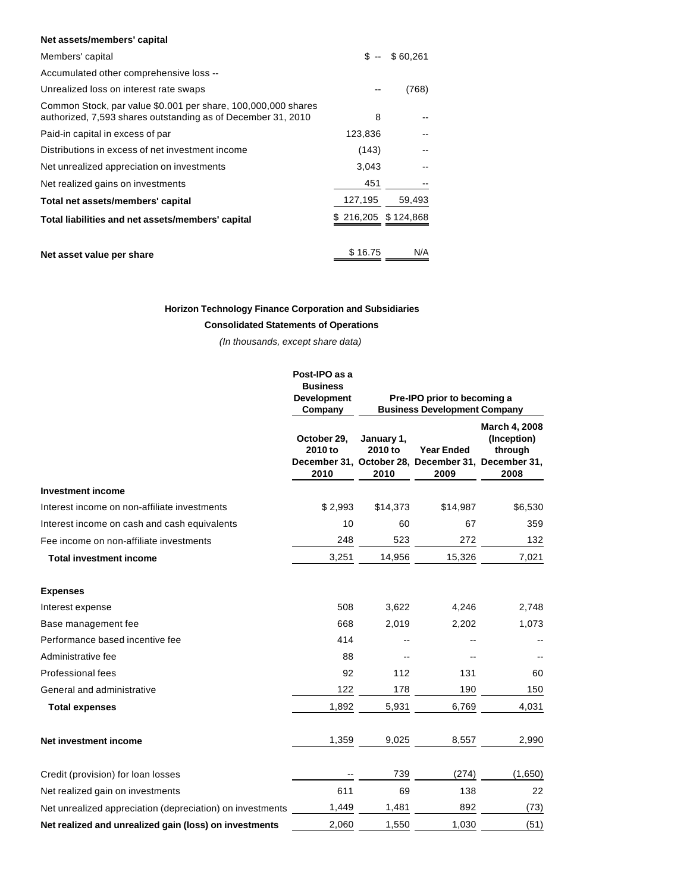**Net assets/members' capital**

| | | |
|---|---|---|
| Members' capital | $ -- | $ 60,261 |
| Accumulated other comprehensive loss -- | | |
| Unrealized loss on interest rate swaps | -- | (768) |
| Common Stock, par value $0.001 per share, 100,000,000 shares authorized, 7,593 shares outstanding as of December 31, 2010 | 8 | -- |
| Paid-in capital in excess of par | 123,836 | -- |
| Distributions in excess of net investment income | (143) | -- |
| Net unrealized appreciation on investments | 3,043 | -- |
| Net realized gains on investments | 451 | -- |
| **Total net assets/members' capital** | 127,195 | 59,493 |
| **Total liabilities and net assets/members' capital** | $ 216,205 | $ 124,868 |
| | | |
| **Net asset value per share** | $ 16.75 | N/A |

**Horizon Technology Finance Corporation and Subsidiaries**

**Consolidated Statements of Operations**

*(In thousands, except share data)*

| | Post-IPO as a Business Development Company | Pre-IPO prior to becoming a Business Development Company | | |
|---|---|---|---|---|
| | October 29, 2010 to December 31, 2010 | January 1, 2010 to October 28, 2010 | Year Ended December 31, 2009 | March 4, 2008 (Inception) through December 31, 2008 |
| **Investment income** | | | | |
| Interest income on non-affiliate investments | $ 2,993 | $14,373 | $14,987 | $6,530 |
| Interest income on cash and cash equivalents | 10 | 60 | 67 | 359 |
| Fee income on non-affiliate investments | 248 | 523 | 272 | 132 |
| **Total investment income** | 3,251 | 14,956 | 15,326 | 7,021 |
| | | | | |
| **Expenses** | | | | |
| Interest expense | 508 | 3,622 | 4,246 | 2,748 |
| Base management fee | 668 | 2,019 | 2,202 | 1,073 |
| Performance based incentive fee | 414 | -- | -- | -- |
| Administrative fee | 88 | -- | -- | -- |
| Professional fees | 92 | 112 | 131 | 60 |
| General and administrative | 122 | 178 | 190 | 150 |
| **Total expenses** | 1,892 | 5,931 | 6,769 | 4,031 |
| | | | | |
| **Net investment income** | 1,359 | 9,025 | 8,557 | 2,990 |
| | | | | |
| Credit (provision) for loan losses | -- | 739 | (274) | (1,650) |
| Net realized gain on investments | 611 | 69 | 138 | 22 |
| Net unrealized appreciation (depreciation) on investments | 1,449 | 1,481 | 892 | (73) |
| **Net realized and unrealized gain (loss) on investments** | 2,060 | 1,550 | 1,030 | (51) |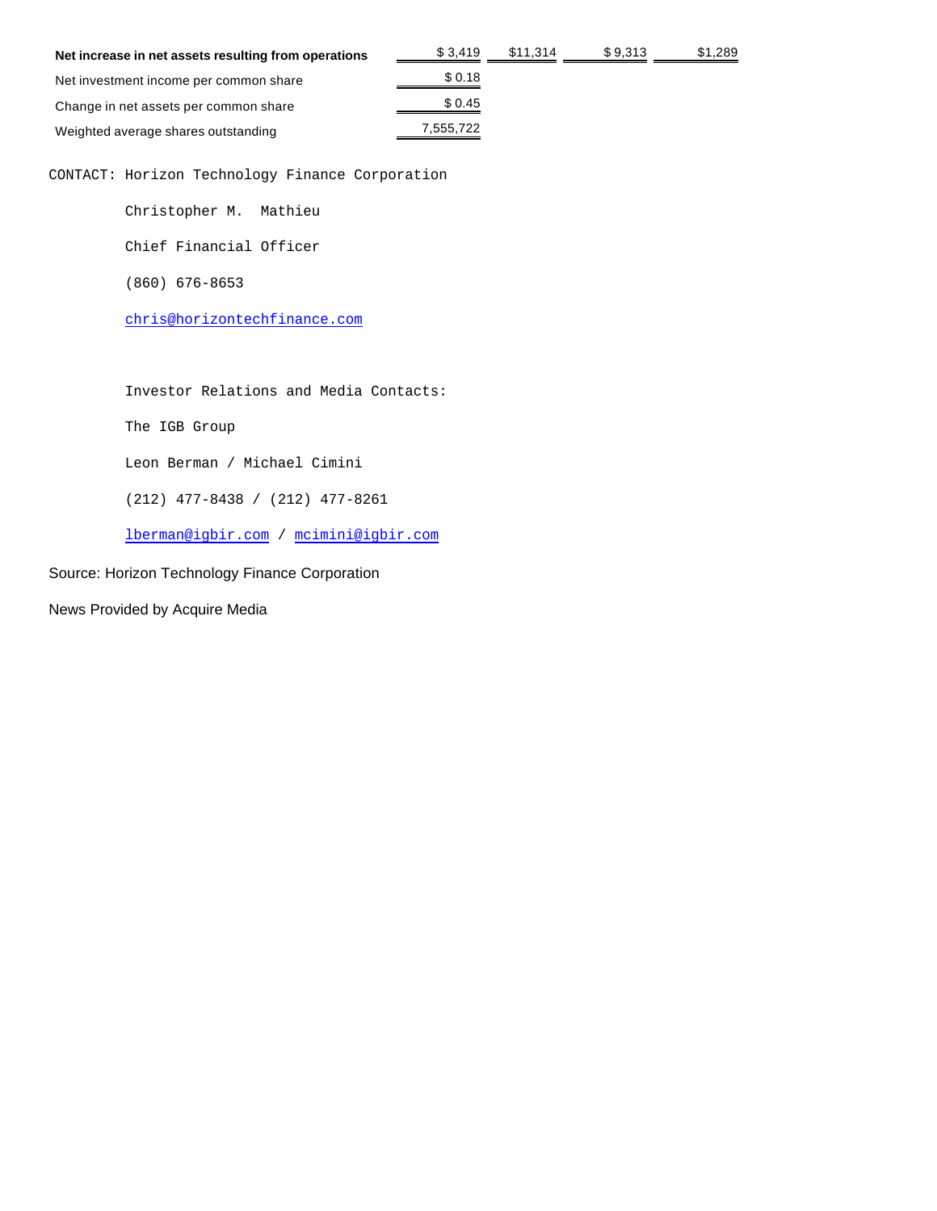| | | | | |
|---|---|---|---|---|
| **Net increase in net assets resulting from operations** | $ 3,419 | $11,314 | $ 9,313 | $1,289 |
| Net investment income per common share | $ 0.18 | | | |
| Change in net assets per common share | $ 0.45 | | | |
| Weighted average shares outstanding | 7,555,722 | | | |

CONTACT: Horizon Technology Finance Corporation

Christopher M. Mathieu

Chief Financial Officer

(860) 676-8653

chris@horizontechfinance.com

Investor Relations and Media Contacts:

The IGB Group

Leon Berman / Michael Cimini

(212) 477-8438 / (212) 477-8261

lberman@igbir.com / mcimini@igbir.com

Source: Horizon Technology Finance Corporation

News Provided by Acquire Media